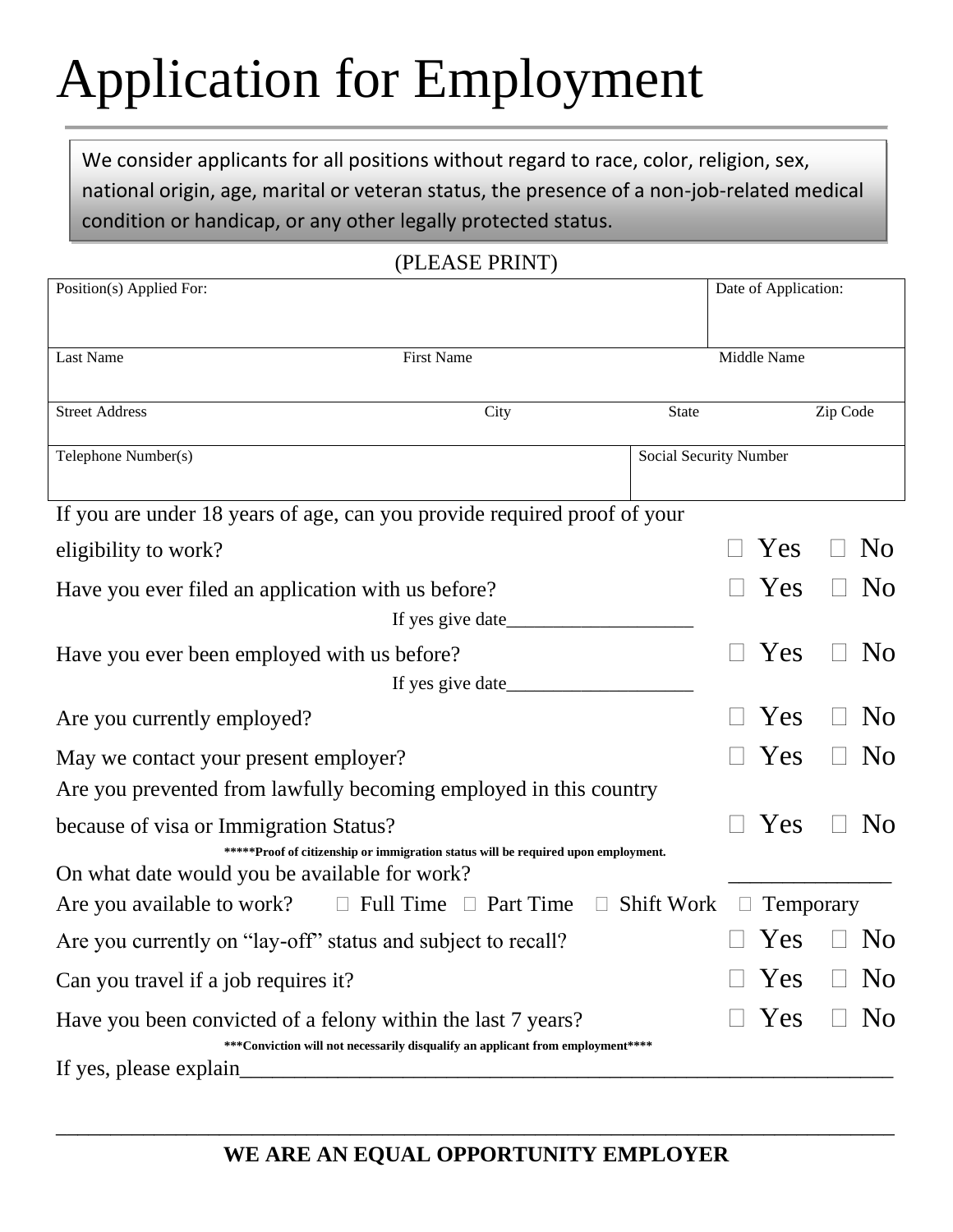# Application for Employment

We consider applicants for all positions without regard to race, color, religion, sex, national origin, age, marital or veteran status, the presence of a non-job-related medical condition or handicap, or any other legally protected status.

(PLEASE PRINT)

| Position(s) Applied For: | | | Date of Application: |
|---|---|---|---|
| Last Name | First Name | | Middle Name |
| Street Address | City | State | Zip Code |
| Telephone Number(s) | | Social Security Number | |

If you are under 18 years of age, can you provide required proof of your eligibility to work? ☐ Yes ☐ No

Have you ever filed an application with us before? ☐ Yes ☐ No

If yes give date___________________

Have you ever been employed with us before? ☐ Yes ☐ No

If yes give date___________________

Are you currently employed? ☐ Yes ☐ No

May we contact your present employer? ☐ Yes ☐ No

Are you prevented from lawfully becoming employed in this country because of visa or Immigration Status? ☐ Yes ☐ No

**\*\*\*\*\*Proof of citizenship or immigration status will be required upon employment.**

On what date would you be available for work? ______________

Are you available to work? ☐ Full Time ☐ Part Time ☐ Shift Work ☐ Temporary

Are you currently on "lay-off" status and subject to recall? ☐ Yes ☐ No

Can you travel if a job requires it? ☐ Yes ☐ No

Have you been convicted of a felony within the last 7 years? ☐ Yes ☐ No

**\*\*\*Conviction will not necessarily disqualify an applicant from employment\*\*\*\***

If yes, please explain_____________________________________________________________

______________________________________________________________________________

**WE ARE AN EQUAL OPPORTUNITY EMPLOYER**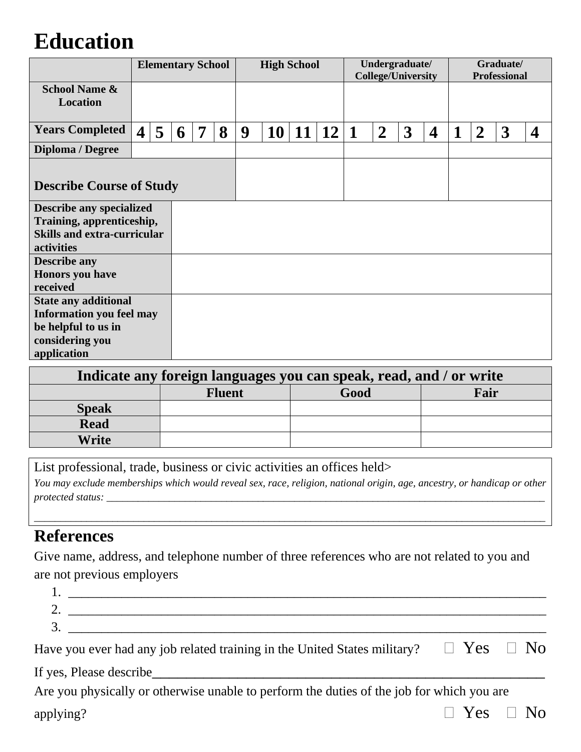# Education

| | Elementary School | | | | | High School | | | | Undergraduate/ College/University | | | | Graduate/ Professional | | | |
|---|---|---|---|---|---|---|---|---|---|---|---|---|---|---|---|---|---|
| **School Name & Location** | | | | | | | | | | | | | | | | | |
| **Years Completed** | 4 | 5 | 6 | 7 | 8 | 9 | 10 | 11 | 12 | 1 | 2 | 3 | 4 | 1 | 2 | 3 | 4 |
| **Diploma / Degree** | | | | | | | | | | | | | | | | | |
| **Describe Course of Study** | | | | | | | | | | | | | | | | | |
| **Describe any specialized Training, apprenticeship, Skills and extra-curricular activities** | | | | | | | | | | | | | | | | | |
| **Describe any Honors you have received** | | | | | | | | | | | | | | | | | |
| **State any additional Information you feel may be helpful to us in considering you application** | | | | | | | | | | | | | | | | | |

| Indicate any foreign languages you can speak, read, and / or write | | | |
|---|---|---|---|
| | **Fluent** | **Good** | **Fair** |
| **Speak** | | | |
| **Read** | | | |
| **Write** | | | |

List professional, trade, business or civic activities an offices held>

*You may exclude memberships which would reveal sex, race, religion, national origin, age, ancestry, or handicap or other protected status:* ______________________________________________________________________________

______________________________________________________________________________________________

## References

Give name, address, and telephone number of three references who are not related to you and are not previous employers

1. ______________________________________________________________________________
2. ______________________________________________________________________________
3. ______________________________________________________________________________

Have you ever had any job related training in the United States military? ☐ Yes ☐ No

If yes, Please describe________________________________________________________________

Are you physically or otherwise unable to perform the duties of the job for which you are applying? ☐ Yes ☐ No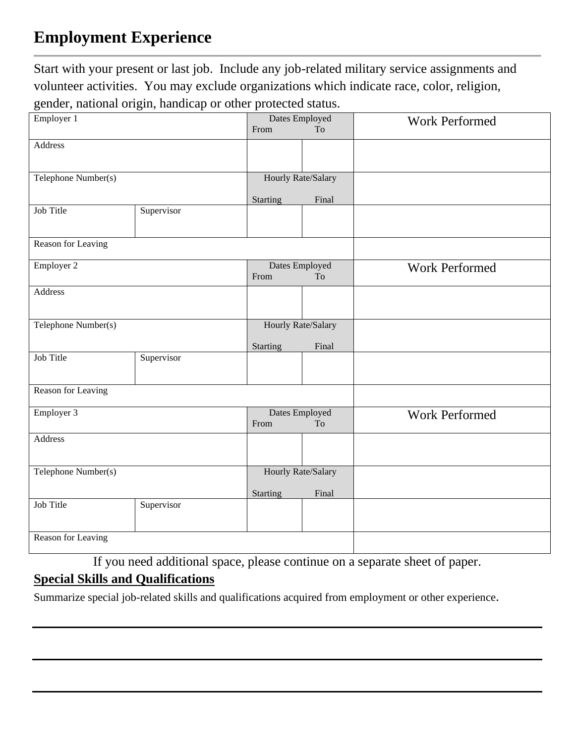# Employment Experience

Start with your present or last job. Include any job-related military service assignments and volunteer activities. You may exclude organizations which indicate race, color, religion, gender, national origin, handicap or other protected status.

| Employer 1 | | Dates Employed From | To | Work Performed |
|---|---|---|---|---|
| Address | | | | |
| Telephone Number(s) | | Hourly Rate/Salary Starting | Final | |
| Job Title | Supervisor | | | |
| Reason for Leaving | | | | |
| Employer 2 | | Dates Employed From | To | Work Performed |
| Address | | | | |
| Telephone Number(s) | | Hourly Rate/Salary Starting | Final | |
| Job Title | Supervisor | | | |
| Reason for Leaving | | | | |
| Employer 3 | | Dates Employed From | To | Work Performed |
| Address | | | | |
| Telephone Number(s) | | Hourly Rate/Salary Starting | Final | |
| Job Title | Supervisor | | | |
| Reason for Leaving | | | | |

If you need additional space, please continue on a separate sheet of paper.

**Special Skills and Qualifications**

Summarize special job-related skills and qualifications acquired from employment or other experience.

---

---

---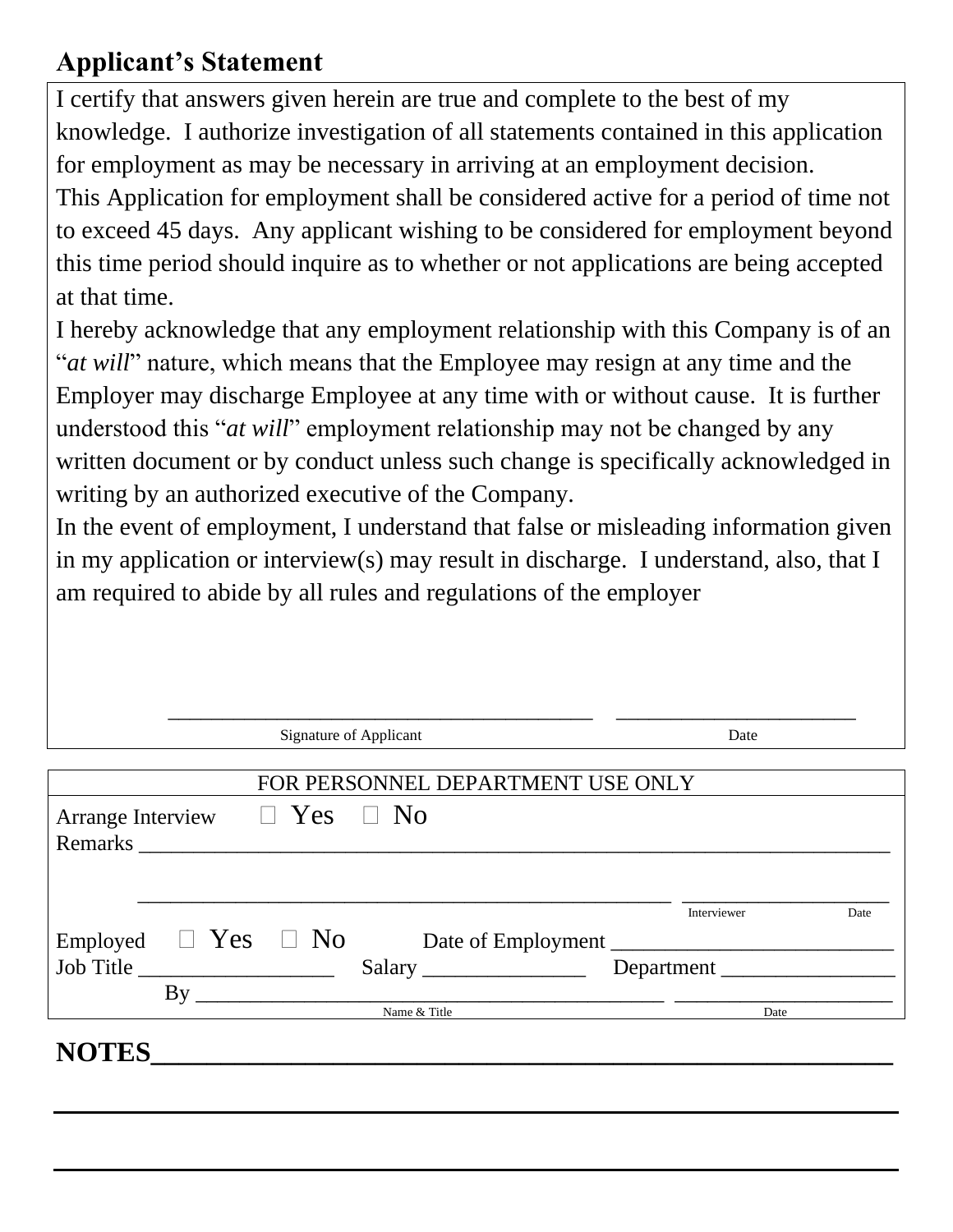## Applicant's Statement

I certify that answers given herein are true and complete to the best of my knowledge. I authorize investigation of all statements contained in this application for employment as may be necessary in arriving at an employment decision.

This Application for employment shall be considered active for a period of time not to exceed 45 days. Any applicant wishing to be considered for employment beyond this time period should inquire as to whether or not applications are being accepted at that time.

I hereby acknowledge that any employment relationship with this Company is of an "*at will*" nature, which means that the Employee may resign at any time and the Employer may discharge Employee at any time with or without cause. It is further understood this "*at will*" employment relationship may not be changed by any written document or by conduct unless such change is specifically acknowledged in writing by an authorized executive of the Company.

In the event of employment, I understand that false or misleading information given in my application or interview(s) may result in discharge. I understand, also, that I am required to abide by all rules and regulations of the employer

______________________________________ ______________________

Signature of Applicant Date

---

FOR PERSONNEL DEPARTMENT USE ONLY

Arrange Interview ☐ Yes ☐ No

Remarks ________________________________________________________________________

_________________________________________________ ___________________

Interviewer Date

Employed ☐ Yes ☐ No Date of Employment _________________________

Job Title __________________ Salary _______________ Department ________________

By __________________________________________ ____________________

Name & Title Date

---

**NOTES**______________________________________________________

______________________________________________________________

______________________________________________________________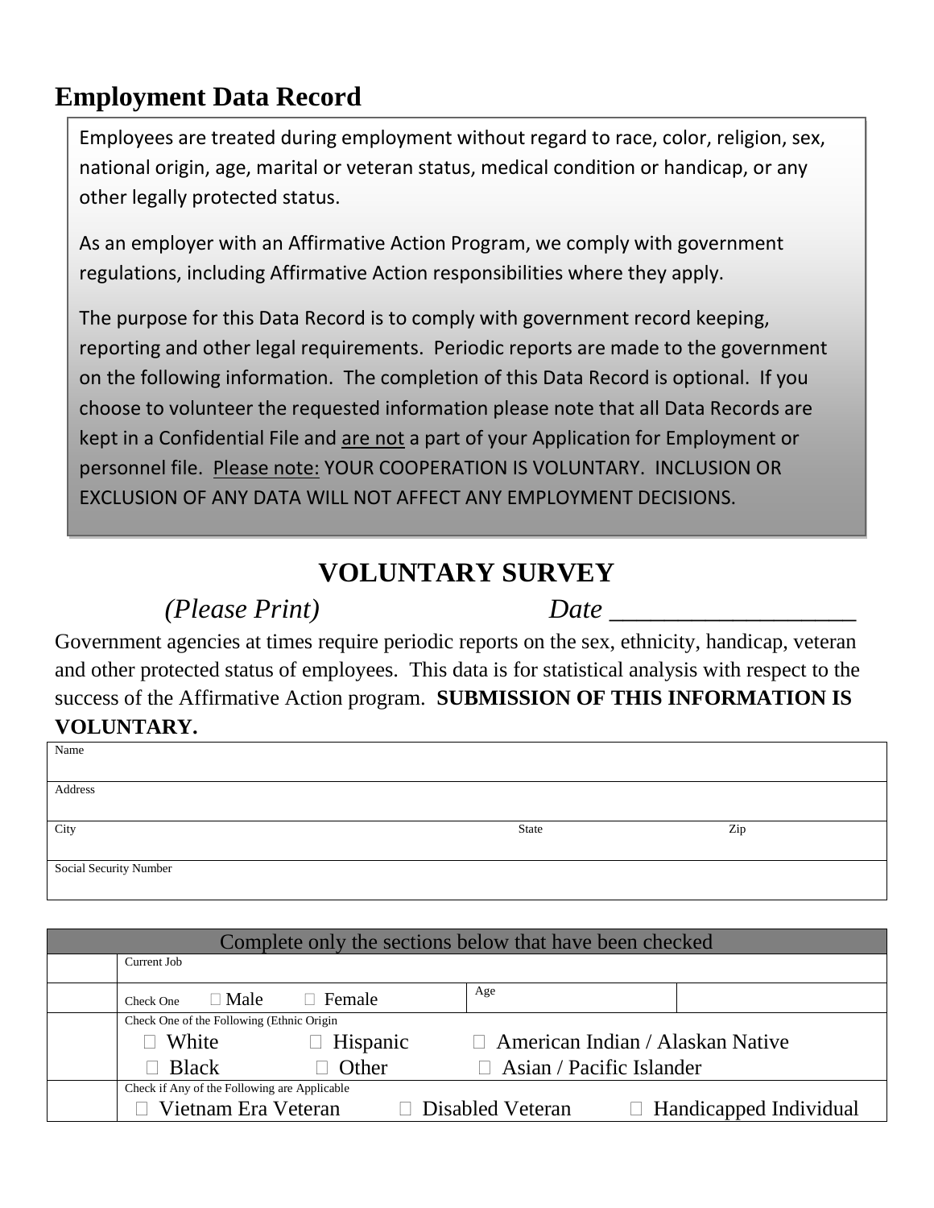## Employment Data Record

Employees are treated during employment without regard to race, color, religion, sex, national origin, age, marital or veteran status, medical condition or handicap, or any other legally protected status.

As an employer with an Affirmative Action Program, we comply with government regulations, including Affirmative Action responsibilities where they apply.

The purpose for this Data Record is to comply with government record keeping, reporting and other legal requirements. Periodic reports are made to the government on the following information. The completion of this Data Record is optional. If you choose to volunteer the requested information please note that all Data Records are kept in a Confidential File and are not a part of your Application for Employment or personnel file. Please note: YOUR COOPERATION IS VOLUNTARY. INCLUSION OR EXCLUSION OF ANY DATA WILL NOT AFFECT ANY EMPLOYMENT DECISIONS.

## VOLUNTARY SURVEY

*(Please Print)* *Date* ___________________

Government agencies at times require periodic reports on the sex, ethnicity, handicap, veteran and other protected status of employees. This data is for statistical analysis with respect to the success of the Affirmative Action program. **SUBMISSION OF THIS INFORMATION IS VOLUNTARY.**

| | | |
|---|---|---|
| Name | | |
| Address | | |
| City | State | Zip |
| Social Security Number | | |

| Complete only the sections below that have been checked | | | |
|---|---|---|---|
| | Current Job | | |
| | Check One ☐ Male ☐ Female | Age | |
| | Check One of the Following (Ethnic Origin<br>☐ White ☐ Hispanic ☐ American Indian / Alaskan Native<br>☐ Black ☐ Other ☐ Asian / Pacific Islander | | |
| | Check if Any of the Following are Applicable<br>☐ Vietnam Era Veteran ☐ Disabled Veteran ☐ Handicapped Individual | | |